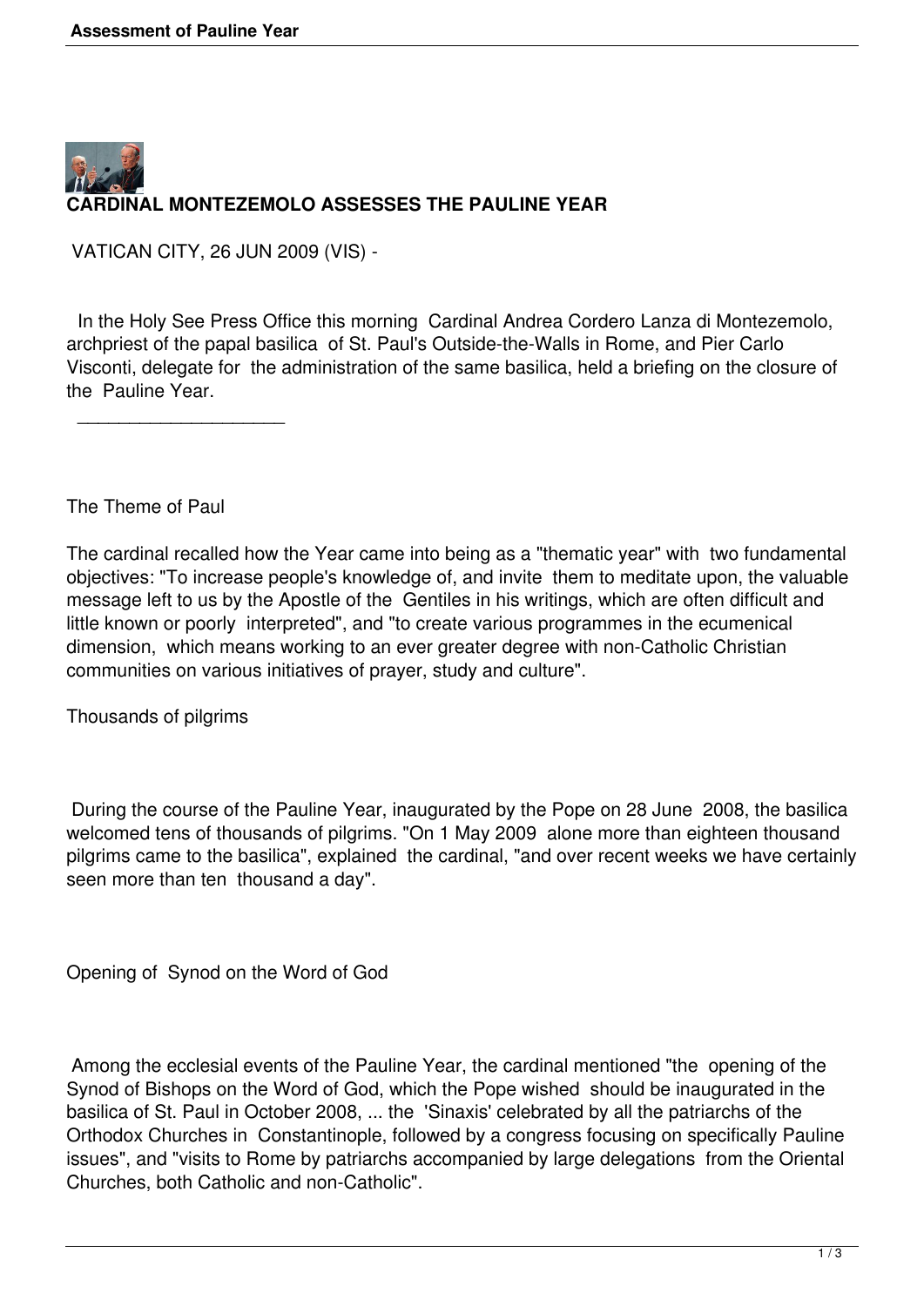## CARDINAL MONTEZEMOLO ASSESSES THE PAULINE YEAR

VATICAN CITY, 26 JUN 2009 (VIS) -

In the Holy See Press Office this morning Cardinal Andrea Cordero Lanza di Montezemolo, archpriest of the papal basilica of St. Paul's Outside-the-Walls in Rome, and Pier Carlo Visconti, delegate for the administration of the same basilica, held a briefing on the closure of the Pauline Year.

---

### The Theme of Paul

The cardinal recalled how the Year came into being as a "thematic year" with two fundamental objectives: "To increase people's knowledge of, and invite them to meditate upon, the valuable message left to us by the Apostle of the Gentiles in his writings, which are often difficult and little known or poorly interpreted", and "to create various programmes in the ecumenical dimension, which means working to an ever greater degree with non-Catholic Christian communities on various initiatives of prayer, study and culture".

### Thousands of pilgrims

During the course of the Pauline Year, inaugurated by the Pope on 28 June 2008, the basilica welcomed tens of thousands of pilgrims. "On 1 May 2009 alone more than eighteen thousand pilgrims came to the basilica", explained the cardinal, "and over recent weeks we have certainly seen more than ten thousand a day".

### Opening of Synod on the Word of God

Among the ecclesial events of the Pauline Year, the cardinal mentioned "the opening of the Synod of Bishops on the Word of God, which the Pope wished should be inaugurated in the basilica of St. Paul in October 2008, ... the 'Sinaxis' celebrated by all the patriarchs of the Orthodox Churches in Constantinople, followed by a congress focusing on specifically Pauline issues", and "visits to Rome by patriarchs accompanied by large delegations from the Oriental Churches, both Catholic and non-Catholic".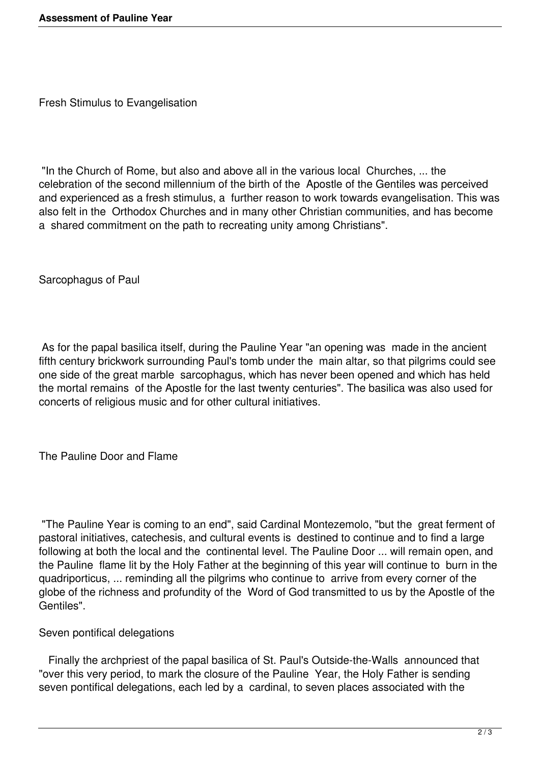## Fresh Stimulus to Evangelisation

"In the Church of Rome, but also and above all in the various local Churches, ... the celebration of the second millennium of the birth of the Apostle of the Gentiles was perceived and experienced as a fresh stimulus, a further reason to work towards evangelisation. This was also felt in the Orthodox Churches and in many other Christian communities, and has become a shared commitment on the path to recreating unity among Christians".

## Sarcophagus of Paul

As for the papal basilica itself, during the Pauline Year "an opening was made in the ancient fifth century brickwork surrounding Paul's tomb under the main altar, so that pilgrims could see one side of the great marble sarcophagus, which has never been opened and which has held the mortal remains of the Apostle for the last twenty centuries". The basilica was also used for concerts of religious music and for other cultural initiatives.

## The Pauline Door and Flame

"The Pauline Year is coming to an end", said Cardinal Montezemolo, "but the great ferment of pastoral initiatives, catechesis, and cultural events is destined to continue and to find a large following at both the local and the continental level. The Pauline Door ... will remain open, and the Pauline flame lit by the Holy Father at the beginning of this year will continue to burn in the quadriporticus, ... reminding all the pilgrims who continue to arrive from every corner of the globe of the richness and profundity of the Word of God transmitted to us by the Apostle of the Gentiles".

## Seven pontifical delegations

Finally the archpriest of the papal basilica of St. Paul's Outside-the-Walls announced that "over this very period, to mark the closure of the Pauline Year, the Holy Father is sending seven pontifical delegations, each led by a cardinal, to seven places associated with the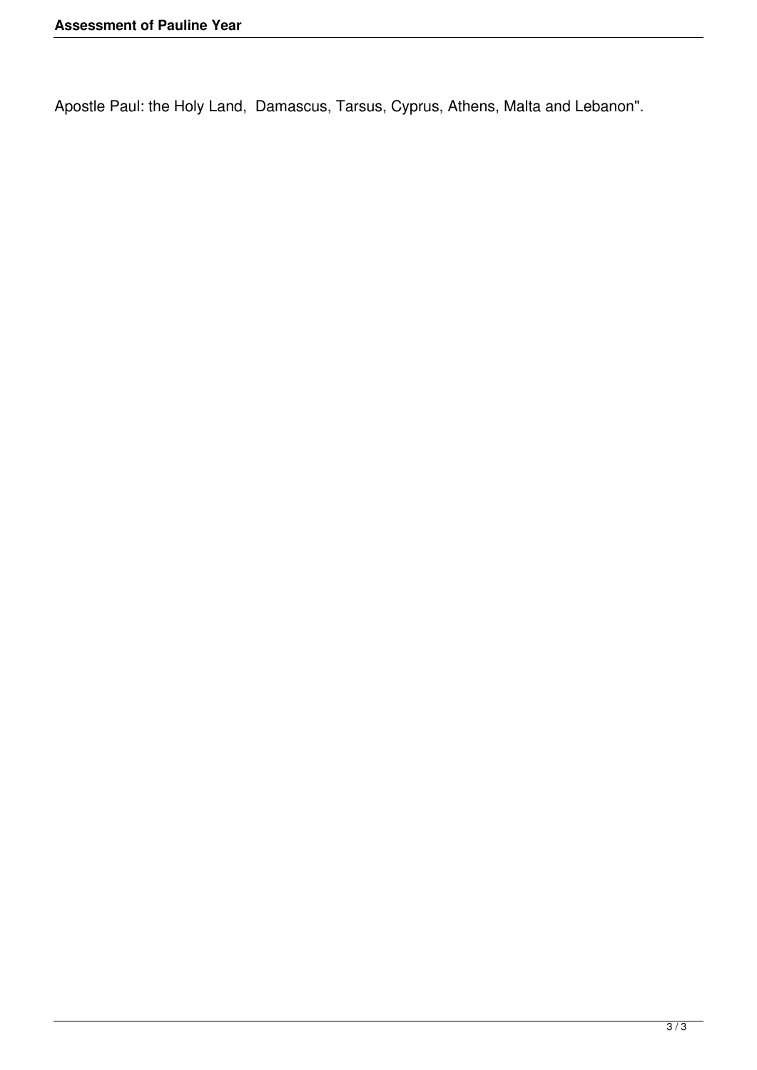Apostle Paul: the Holy Land,  Damascus, Tarsus, Cyprus, Athens, Malta and Lebanon".